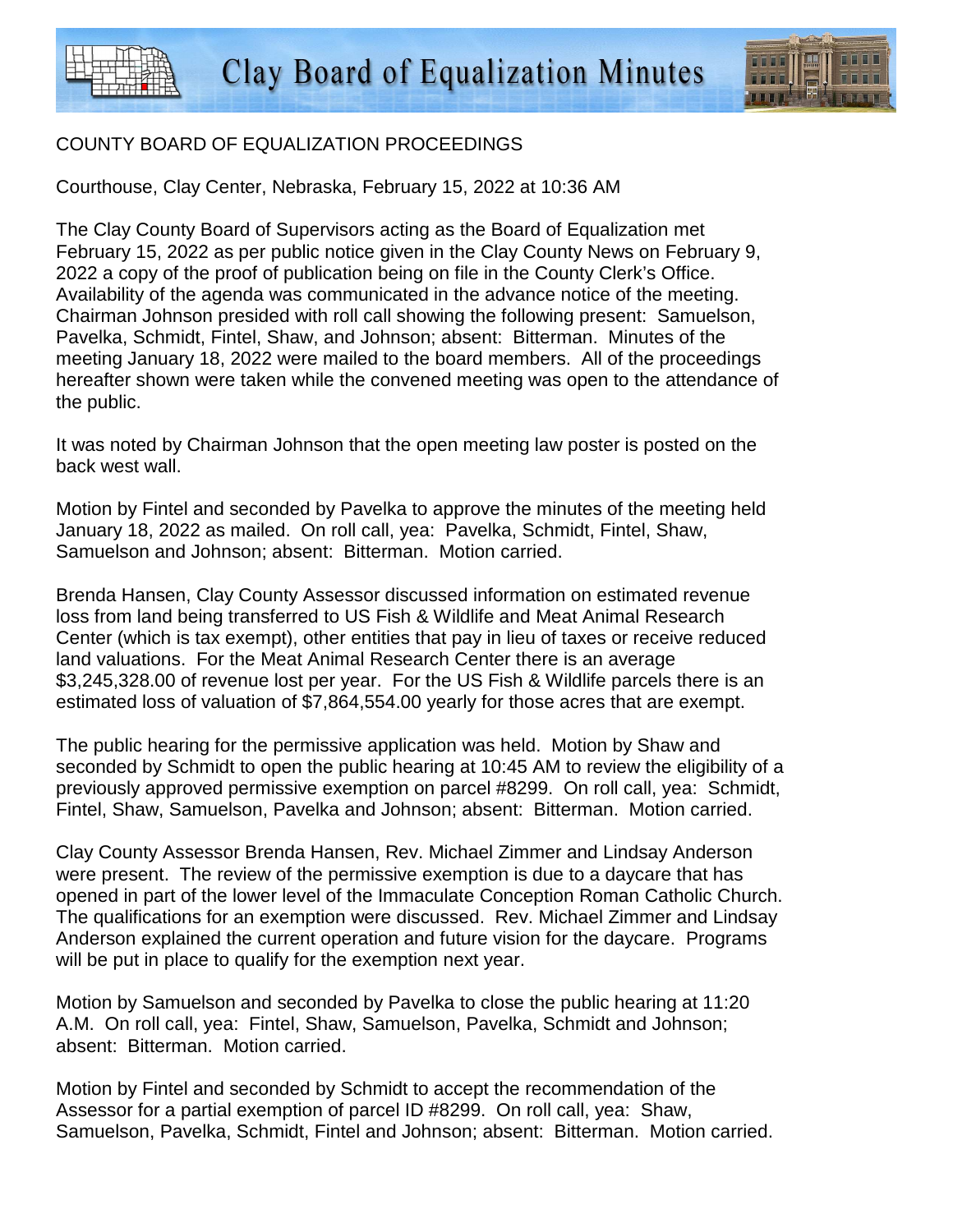# Clay Board of Equalization Minutes

COUNTY BOARD OF EQUALIZATION PROCEEDINGS

Courthouse, Clay Center, Nebraska, February 15, 2022 at 10:36 AM

The Clay County Board of Supervisors acting as the Board of Equalization met February 15, 2022 as per public notice given in the Clay County News on February 9, 2022 a copy of the proof of publication being on file in the County Clerk's Office. Availability of the agenda was communicated in the advance notice of the meeting. Chairman Johnson presided with roll call showing the following present: Samuelson, Pavelka, Schmidt, Fintel, Shaw, and Johnson; absent: Bitterman. Minutes of the meeting January 18, 2022 were mailed to the board members. All of the proceedings hereafter shown were taken while the convened meeting was open to the attendance of the public.

It was noted by Chairman Johnson that the open meeting law poster is posted on the back west wall.

Motion by Fintel and seconded by Pavelka to approve the minutes of the meeting held January 18, 2022 as mailed. On roll call, yea: Pavelka, Schmidt, Fintel, Shaw, Samuelson and Johnson; absent: Bitterman. Motion carried.

Brenda Hansen, Clay County Assessor discussed information on estimated revenue loss from land being transferred to US Fish & Wildlife and Meat Animal Research Center (which is tax exempt), other entities that pay in lieu of taxes or receive reduced land valuations. For the Meat Animal Research Center there is an average $3,245,328.00 of revenue lost per year. For the US Fish & Wildlife parcels there is an estimated loss of valuation of $7,864,554.00 yearly for those acres that are exempt.

The public hearing for the permissive application was held. Motion by Shaw and seconded by Schmidt to open the public hearing at 10:45 AM to review the eligibility of a previously approved permissive exemption on parcel #8299. On roll call, yea: Schmidt, Fintel, Shaw, Samuelson, Pavelka and Johnson; absent: Bitterman. Motion carried.

Clay County Assessor Brenda Hansen, Rev. Michael Zimmer and Lindsay Anderson were present. The review of the permissive exemption is due to a daycare that has opened in part of the lower level of the Immaculate Conception Roman Catholic Church. The qualifications for an exemption were discussed. Rev. Michael Zimmer and Lindsay Anderson explained the current operation and future vision for the daycare. Programs will be put in place to qualify for the exemption next year.

Motion by Samuelson and seconded by Pavelka to close the public hearing at 11:20 A.M. On roll call, yea: Fintel, Shaw, Samuelson, Pavelka, Schmidt and Johnson; absent: Bitterman. Motion carried.

Motion by Fintel and seconded by Schmidt to accept the recommendation of the Assessor for a partial exemption of parcel ID #8299. On roll call, yea: Shaw, Samuelson, Pavelka, Schmidt, Fintel and Johnson; absent: Bitterman. Motion carried.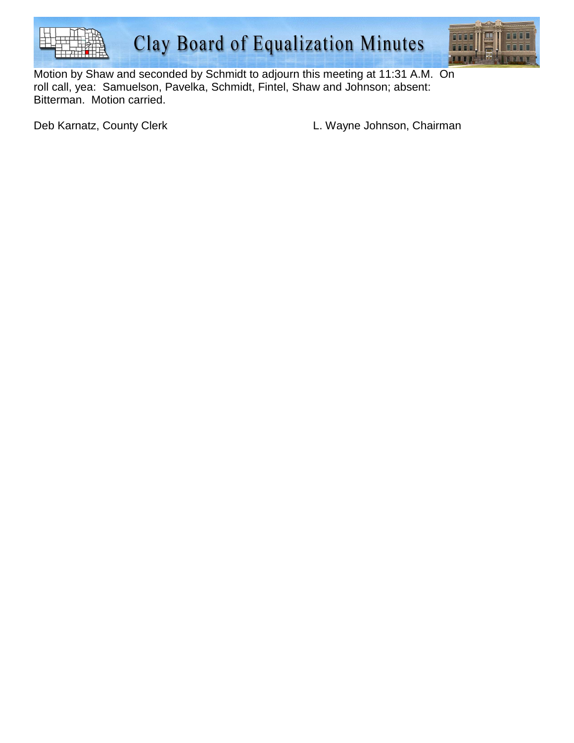Motion by Shaw and seconded by Schmidt to adjourn this meeting at 11:31 A.M. On roll call, yea: Samuelson, Pavelka, Schmidt, Fintel, Shaw and Johnson; absent: Bitterman. Motion carried.

Deb Karnatz, County Clerk

L. Wayne Johnson, Chairman